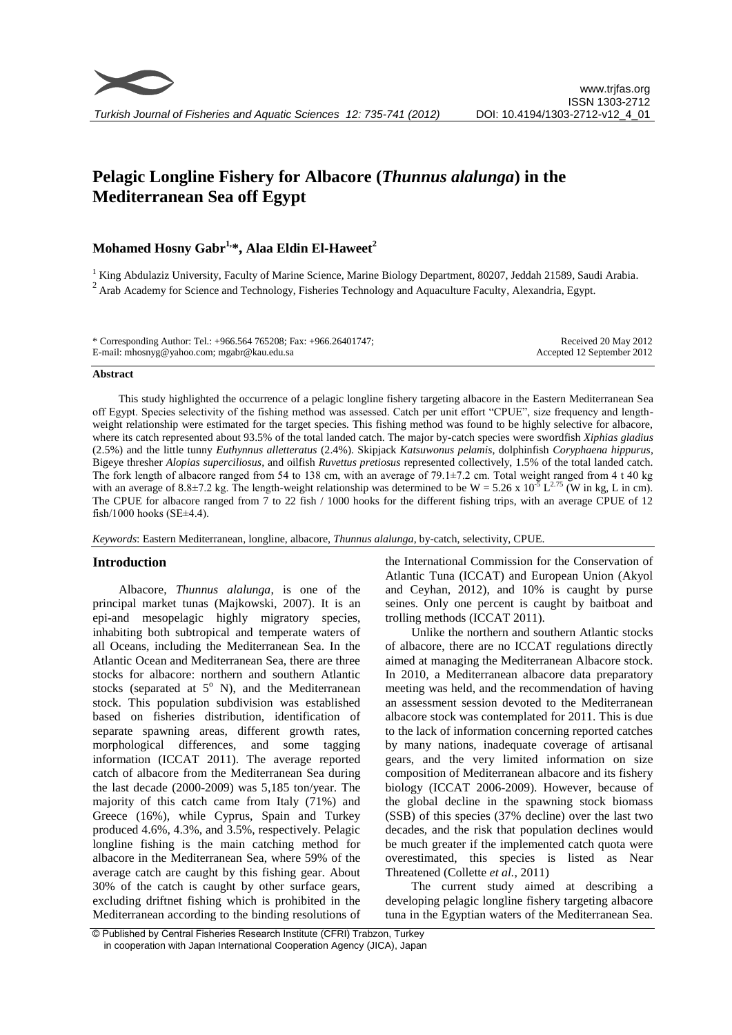# Pelagic Longline Fishery for Albacore (*Thunnus alalunga*) in the Mediterranean Sea off Egypt

**Mohamed Hosny Gabr[1,*], Alaa Eldin El-Haweet[2]**

[1] King Abdulaziz University, Faculty of Marine Science, Marine Biology Department, 80207, Jeddah 21589, Saudi Arabia.
[2] Arab Academy for Science and Technology, Fisheries Technology and Aquaculture Faculty, Alexandria, Egypt.

\* Corresponding Author: Tel.: +966.564 765208; Fax: +966.26401747;
E-mail: mhosnyg@yahoo.com; mgabr@kau.edu.sa

Received 20 May 2012
Accepted 12 September 2012

### Abstract

This study highlighted the occurrence of a pelagic longline fishery targeting albacore in the Eastern Mediterranean Sea off Egypt. Species selectivity of the fishing method was assessed. Catch per unit effort "CPUE", size frequency and length-weight relationship were estimated for the target species. This fishing method was found to be highly selective for albacore, where its catch represented about 93.5% of the total landed catch. The major by-catch species were swordfish *Xiphias gladius* (2.5%) and the little tunny *Euthynnus alletteratus* (2.4%). Skipjack *Katsuwonus pelamis*, dolphinfish *Coryphaena hippurus*, Bigeye thresher *Alopias superciliosus*, and oilfish *Ruvettus pretiosus* represented collectively, 1.5% of the total landed catch. The fork length of albacore ranged from 54 to 138 cm, with an average of 79.1±7.2 cm. Total weight ranged from 4 t 40 kg with an average of 8.8±7.2 kg. The length-weight relationship was determined to be $W = 5.26 \times 10^{-5} L^{2.75}$ (W in kg, L in cm). The CPUE for albacore ranged from 7 to 22 fish / 1000 hooks for the different fishing trips, with an average CPUE of 12 fish/1000 hooks (SE±4.4).

*Keywords*: Eastern Mediterranean, longline, albacore, *Thunnus alalunga*, by-catch, selectivity, CPUE.

## Introduction

Albacore, *Thunnus alalunga*, is one of the principal market tunas (Majkowski, 2007). It is an epi-and mesopelagic highly migratory species, inhabiting both subtropical and temperate waters of all Oceans, including the Mediterranean Sea. In the Atlantic Ocean and Mediterranean Sea, there are three stocks for albacore: northern and southern Atlantic stocks (separated at $5^{o}$ N), and the Mediterranean stock. This population subdivision was established based on fisheries distribution, identification of separate spawning areas, different growth rates, morphological differences, and some tagging information (ICCAT 2011). The average reported catch of albacore from the Mediterranean Sea during the last decade (2000-2009) was 5,185 ton/year. The majority of this catch came from Italy (71%) and Greece (16%), while Cyprus, Spain and Turkey produced 4.6%, 4.3%, and 3.5%, respectively. Pelagic longline fishing is the main catching method for albacore in the Mediterranean Sea, where 59% of the average catch are caught by this fishing gear. About 30% of the catch is caught by other surface gears, excluding driftnet fishing which is prohibited in the Mediterranean according to the binding resolutions of the International Commission for the Conservation of Atlantic Tuna (ICCAT) and European Union (Akyol and Ceyhan, 2012), and 10% is caught by purse seines. Only one percent is caught by baitboat and trolling methods (ICCAT 2011).

Unlike the northern and southern Atlantic stocks of albacore, there are no ICCAT regulations directly aimed at managing the Mediterranean Albacore stock. In 2010, a Mediterranean albacore data preparatory meeting was held, and the recommendation of having an assessment session devoted to the Mediterranean albacore stock was contemplated for 2011. This is due to the lack of information concerning reported catches by many nations, inadequate coverage of artisanal gears, and the very limited information on size composition of Mediterranean albacore and its fishery biology (ICCAT 2006-2009). However, because of the global decline in the spawning stock biomass (SSB) of this species (37% decline) over the last two decades, and the risk that population declines would be much greater if the implemented catch quota were overestimated, this species is listed as Near Threatened (Collette *et al.*, 2011)

The current study aimed at describing a developing pelagic longline fishery targeting albacore tuna in the Egyptian waters of the Mediterranean Sea.

© Published by Central Fisheries Research Institute (CFRI) Trabzon, Turkey in cooperation with Japan International Cooperation Agency (JICA), Japan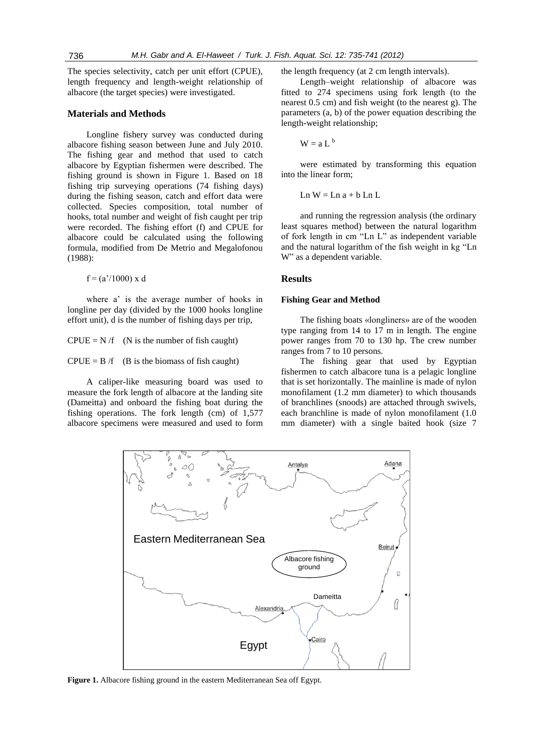The species selectivity, catch per unit effort (CPUE), length frequency and length-weight relationship of albacore (the target species) were investigated.

## Materials and Methods

Longline fishery survey was conducted during albacore fishing season between June and July 2010. The fishing gear and method that used to catch albacore by Egyptian fishermen were described. The fishing ground is shown in Figure 1. Based on 18 fishing trip surveying operations (74 fishing days) during the fishing season, catch and effort data were collected. Species composition, total number of hooks, total number and weight of fish caught per trip were recorded. The fishing effort (f) and CPUE for albacore could be calculated using the following formula, modified from De Metrio and Megalofonou (1988):

$$f = (a'/1000) \times d$$

where a' is the average number of hooks in longline per day (divided by the 1000 hooks longline effort unit), d is the number of fishing days per trip,

$CPUE = N/f$ (N is the number of fish caught)

$CPUE = B/f$ (B is the biomass of fish caught)

A caliper-like measuring board was used to measure the fork length of albacore at the landing site (Dameitta) and onboard the fishing boat during the fishing operations. The fork length (cm) of 1,577 albacore specimens were measured and used to form the length frequency (at 2 cm length intervals).

Length–weight relationship of albacore was fitted to 274 specimens using fork length (to the nearest 0.5 cm) and fish weight (to the nearest g). The parameters (a, b) of the power equation describing the length-weight relationship;

$$W = a L^{b}$$

were estimated by transforming this equation into the linear form;

$$\text{Ln } W = \text{Ln } a + b \text{ Ln } L$$

and running the regression analysis (the ordinary least squares method) between the natural logarithm of fork length in cm "Ln L" as independent variable and the natural logarithm of the fish weight in kg "Ln W" as a dependent variable.

## Results

### Fishing Gear and Method

The fishing boats «longliners» are of the wooden type ranging from 14 to 17 m in length. The engine power ranges from 70 to 130 hp. The crew number ranges from 7 to 10 persons.

The fishing gear that used by Egyptian fishermen to catch albacore tuna is a pelagic longline that is set horizontally. The mainline is made of nylon monofilament (1.2 mm diameter) to which thousands of branchlines (snoods) are attached through swivels, each branchline is made of nylon monofilament (1.0 mm diameter) with a single baited hook (size 7

**Figure 1.** Albacore fishing ground in the eastern Mediterranean Sea off Egypt.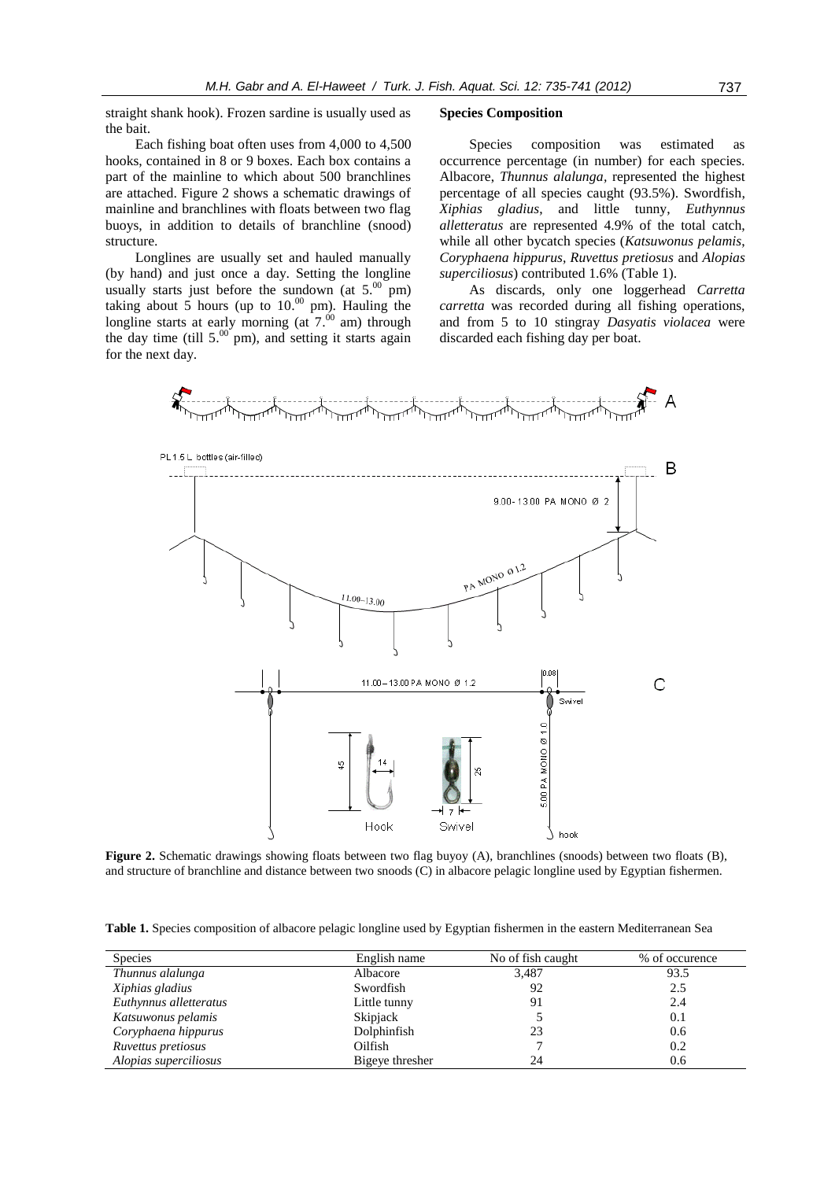straight shank hook). Frozen sardine is usually used as the bait.

Each fishing boat often uses from 4,000 to 4,500 hooks, contained in 8 or 9 boxes. Each box contains a part of the mainline to which about 500 branchlines are attached. Figure 2 shows a schematic drawings of mainline and branchlines with floats between two flag buoys, in addition to details of branchline (snood) structure.

Longlines are usually set and hauled manually (by hand) and just once a day. Setting the longline usually starts just before the sundown (at 5.$^{00}$ pm) taking about 5 hours (up to 10.$^{00}$ pm). Hauling the longline starts at early morning (at 7.$^{00}$ am) through the day time (till 5.$^{00}$ pm), and setting it starts again for the next day.

**Species Composition**

Species composition was estimated as occurrence percentage (in number) for each species. Albacore, *Thunnus alalunga*, represented the highest percentage of all species caught (93.5%). Swordfish, *Xiphias gladius*, and little tunny, *Euthynnus alletteratus* are represented 4.9% of the total catch, while all other bycatch species (*Katsuwonus pelamis*, *Coryphaena hippurus*, *Ruvettus pretiosus* and *Alopias superciliosus*) contributed 1.6% (Table 1).

As discards, only one loggerhead *Carretta carretta* was recorded during all fishing operations, and from 5 to 10 stingray *Dasyatis violacea* were discarded each fishing day per boat.

**Figure 2.** Schematic drawings showing floats between two flag buyoy (A), branchlines (snoods) between two floats (B), and structure of branchline and distance between two snoods (C) in albacore pelagic longline used by Egyptian fishermen.

**Table 1.** Species composition of albacore pelagic longline used by Egyptian fishermen in the eastern Mediterranean Sea

| Species | English name | No of fish caught | % of occurence |
|---|---|---|---|
| *Thunnus alalunga* | Albacore | 3,487 | 93.5 |
| *Xiphias gladius* | Swordfish | 92 | 2.5 |
| *Euthynnus alletteratus* | Little tunny | 91 | 2.4 |
| *Katsuwonus pelamis* | Skipjack | 5 | 0.1 |
| *Coryphaena hippurus* | Dolphinfish | 23 | 0.6 |
| *Ruvettus pretiosus* | Oilfish | 7 | 0.2 |
| *Alopias superciliosus* | Bigeye thresher | 24 | 0.6 |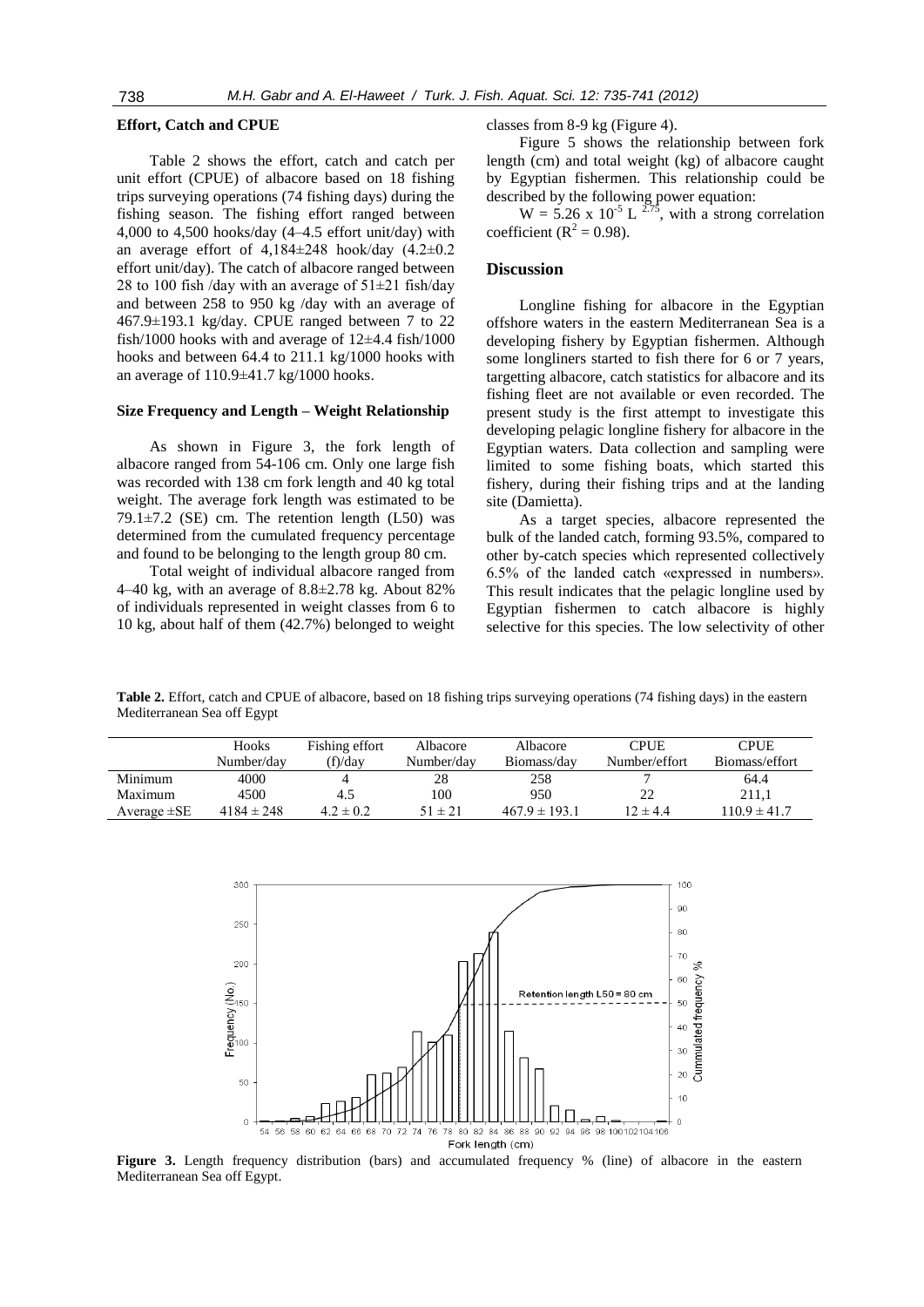### Effort, Catch and CPUE

Table 2 shows the effort, catch and catch per unit effort (CPUE) of albacore based on 18 fishing trips surveying operations (74 fishing days) during the fishing season. The fishing effort ranged between 4,000 to 4,500 hooks/day (4–4.5 effort unit/day) with an average effort of 4,184±248 hook/day (4.2±0.2 effort unit/day). The catch of albacore ranged between 28 to 100 fish /day with an average of 51±21 fish/day and between 258 to 950 kg /day with an average of 467.9±193.1 kg/day. CPUE ranged between 7 to 22 fish/1000 hooks with and average of 12±4.4 fish/1000 hooks and between 64.4 to 211.1 kg/1000 hooks with an average of 110.9±41.7 kg/1000 hooks.

### Size Frequency and Length – Weight Relationship

As shown in Figure 3, the fork length of albacore ranged from 54-106 cm. Only one large fish was recorded with 138 cm fork length and 40 kg total weight. The average fork length was estimated to be 79.1±7.2 (SE) cm. The retention length (L50) was determined from the cumulated frequency percentage and found to be belonging to the length group 80 cm.

Total weight of individual albacore ranged from 4–40 kg, with an average of 8.8±2.78 kg. About 82% of individuals represented in weight classes from 6 to 10 kg, about half of them (42.7%) belonged to weight classes from 8-9 kg (Figure 4).

Figure 5 shows the relationship between fork length (cm) and total weight (kg) of albacore caught by Egyptian fishermen. This relationship could be described by the following power equation:

$W = 5.26 \times 10^{-5} L^{2.75}$, with a strong correlation coefficient ($R^2 = 0.98$).

## Discussion

Longline fishing for albacore in the Egyptian offshore waters in the eastern Mediterranean Sea is a developing fishery by Egyptian fishermen. Although some longliners started to fish there for 6 or 7 years, targetting albacore, catch statistics for albacore and its fishing fleet are not available or even recorded. The present study is the first attempt to investigate this developing pelagic longline fishery for albacore in the Egyptian waters. Data collection and sampling were limited to some fishing boats, which started this fishery, during their fishing trips and at the landing site (Damietta).

As a target species, albacore represented the bulk of the landed catch, forming 93.5%, compared to other by-catch species which represented collectively 6.5% of the landed catch «expressed in numbers». This result indicates that the pelagic longline used by Egyptian fishermen to catch albacore is highly selective for this species. The low selectivity of other

**Table 2.** Effort, catch and CPUE of albacore, based on 18 fishing trips surveying operations (74 fishing days) in the eastern Mediterranean Sea off Egypt

| | Hooks Number/day | Fishing effort (f)/day | Albacore Number/day | Albacore Biomass/day | CPUE Number/effort | CPUE Biomass/effort |
|---|---|---|---|---|---|---|
| Minimum | 4000 | 4 | 28 | 258 | 7 | 64.4 |
| Maximum | 4500 | 4.5 | 100 | 950 | 22 | 211,1 |
| Average ±SE | 4184 ± 248 | 4.2 ± 0.2 | 51 ± 21 | 467.9 ± 193.1 | 12 ± 4.4 | 110.9 ± 41.7 |

**Figure 3.** Length frequency distribution (bars) and accumulated frequency % (line) of albacore in the eastern Mediterranean Sea off Egypt.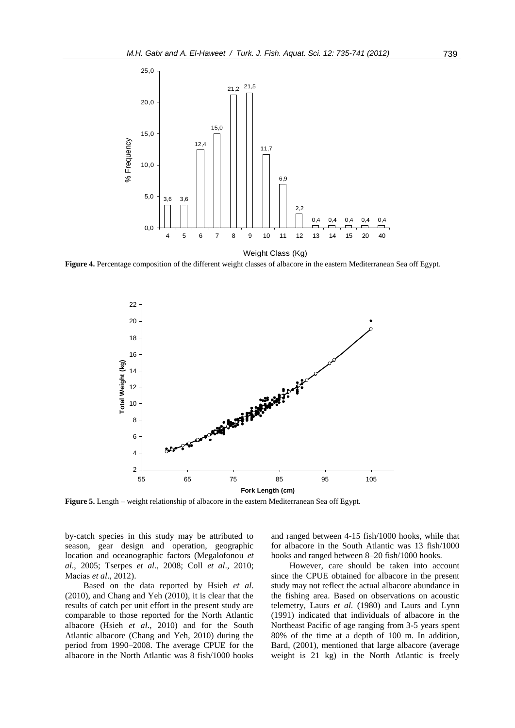**Figure 4.** Percentage composition of the different weight classes of albacore in the eastern Mediterranean Sea off Egypt.

**Figure 5.** Length – weight relationship of albacore in the eastern Mediterranean Sea off Egypt.

by-catch species in this study may be attributed to season, gear design and operation, geographic location and oceanographic factors (Megalofonou *et al*., 2005; Tserpes *et al*., 2008; Coll *et al*., 2010; Macías *et al*., 2012).

Based on the data reported by Hsieh *et al*. (2010), and Chang and Yeh (2010), it is clear that the results of catch per unit effort in the present study are comparable to those reported for the North Atlantic albacore (Hsieh *et al*., 2010) and for the South Atlantic albacore (Chang and Yeh, 2010) during the period from 1990–2008. The average CPUE for the albacore in the North Atlantic was 8 fish/1000 hooks and ranged between 4-15 fish/1000 hooks, while that for albacore in the South Atlantic was 13 fish/1000 hooks and ranged between 8–20 fish/1000 hooks.

However, care should be taken into account since the CPUE obtained for albacore in the present study may not reflect the actual albacore abundance in the fishing area. Based on observations on acoustic telemetry, Laurs *et al*. (1980) and Laurs and Lynn (1991) indicated that individuals of albacore in the Northeast Pacific of age ranging from 3-5 years spent 80% of the time at a depth of 100 m. In addition, Bard, (2001), mentioned that large albacore (average weight is 21 kg) in the North Atlantic is freely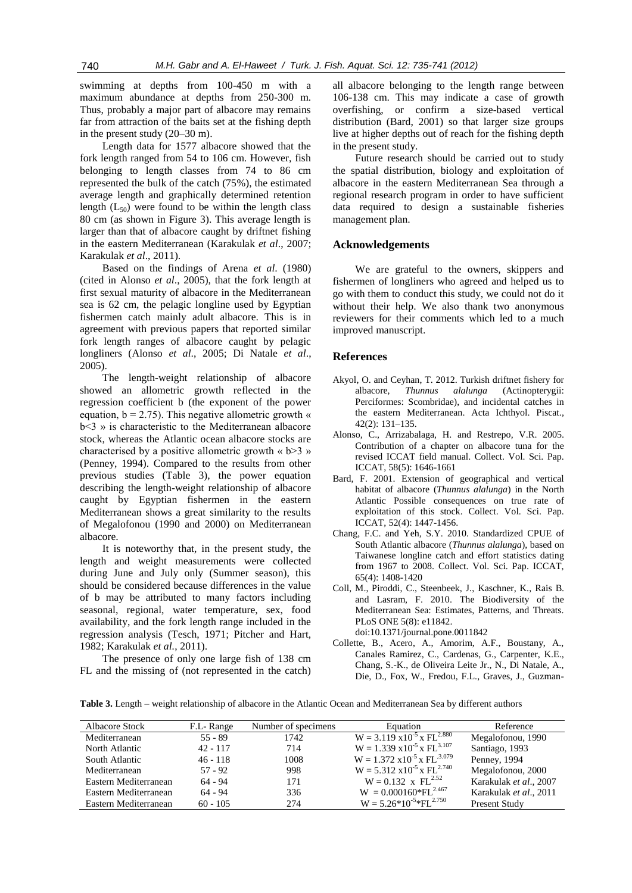swimming at depths from 100-450 m with a maximum abundance at depths from 250-300 m. Thus, probably a major part of albacore may remains far from attraction of the baits set at the fishing depth in the present study (20–30 m).

Length data for 1577 albacore showed that the fork length ranged from 54 to 106 cm. However, fish belonging to length classes from 74 to 86 cm represented the bulk of the catch (75%), the estimated average length and graphically determined retention length ($L_{50}$) were found to be within the length class 80 cm (as shown in Figure 3). This average length is larger than that of albacore caught by driftnet fishing in the eastern Mediterranean (Karakulak *et al*., 2007; Karakulak *et al*., 2011).

Based on the findings of Arena *et al*. (1980) (cited in Alonso *et al*., 2005), that the fork length at first sexual maturity of albacore in the Mediterranean sea is 62 cm, the pelagic longline used by Egyptian fishermen catch mainly adult albacore. This is in agreement with previous papers that reported similar fork length ranges of albacore caught by pelagic longliners (Alonso *et al*., 2005; Di Natale *et al*., 2005).

The length-weight relationship of albacore showed an allometric growth reflected in the regression coefficient b (the exponent of the power equation, $b = 2.75$). This negative allometric growth « $b<3$ » is characteristic to the Mediterranean albacore stock, whereas the Atlantic ocean albacore stocks are characterised by a positive allometric growth « $b>3$ » (Penney, 1994). Compared to the results from other previous studies (Table 3), the power equation describing the length-weight relationship of albacore caught by Egyptian fishermen in the eastern Mediterranean shows a great similarity to the results of Megalofonou (1990 and 2000) on Mediterranean albacore.

It is noteworthy that, in the present study, the length and weight measurements were collected during June and July only (Summer season), this should be considered because differences in the value of b may be attributed to many factors including seasonal, regional, water temperature, sex, food availability, and the fork length range included in the regression analysis (Tesch, 1971; Pitcher and Hart, 1982; Karakulak *et al.*, 2011).

The presence of only one large fish of 138 cm FL and the missing of (not represented in the catch) all albacore belonging to the length range between 106-138 cm. This may indicate a case of growth overfishing, or confirm a size-based vertical distribution (Bard, 2001) so that larger size groups live at higher depths out of reach for the fishing depth in the present study.

Future research should be carried out to study the spatial distribution, biology and exploitation of albacore in the eastern Mediterranean Sea through a regional research program in order to have sufficient data required to design a sustainable fisheries management plan.

## Acknowledgements

We are grateful to the owners, skippers and fishermen of longliners who agreed and helped us to go with them to conduct this study, we could not do it without their help. We also thank two anonymous reviewers for their comments which led to a much improved manuscript.

## References

Akyol, O. and Ceyhan, T. 2012. Turkish driftnet fishery for albacore, *Thunnus alalunga* (Actinopterygii: Perciformes: Scombridae), and incidental catches in the eastern Mediterranean. Acta Ichthyol. Piscat., 42(2): 131–135.

Alonso, C., Arrizabalaga, H. and Restrepo, V.R. 2005. Contribution of a chapter on albacore tuna for the revised ICCAT field manual. Collect. Vol. Sci. Pap. ICCAT, 58(5): 1646-1661

Bard, F. 2001. Extension of geographical and vertical habitat of albacore (*Thunnus alalunga*) in the North Atlantic Possible consequences on true rate of exploitation of this stock. Collect. Vol. Sci. Pap. ICCAT, 52(4): 1447-1456.

Chang, F.C. and Yeh, S.Y. 2010. Standardized CPUE of South Atlantic albacore (*Thunnus alalunga*), based on Taiwanese longline catch and effort statistics dating from 1967 to 2008. Collect. Vol. Sci. Pap. ICCAT, 65(4): 1408-1420

Coll, M., Piroddi, C., Steenbeek, J., Kaschner, K., Rais B. and Lasram, F. 2010. The Biodiversity of the Mediterranean Sea: Estimates, Patterns, and Threats. PLoS ONE 5(8): e11842. doi:10.1371/journal.pone.0011842

Collette, B., Acero, A., Amorim, A.F., Boustany, A., Canales Ramirez, C., Cardenas, G., Carpenter, K.E., Chang, S.-K., de Oliveira Leite Jr., N., Di Natale, A., Die, D., Fox, W., Fredou, F.L., Graves, J., Guzman-

**Table 3.** Length – weight relationship of albacore in the Atlantic Ocean and Mediterranean Sea by different authors

| Albacore Stock | F.L- Range | Number of specimens | Equation | Reference |
|---|---|---|---|---|
| Mediterranean | 55 - 89 | 1742 | $W = 3.119 \times 10^{-5} \times FL^{2.880}$ | Megalofonou, 1990 |
| North Atlantic | 42 - 117 | 714 | $W = 1.339 \times 10^{-5} \times FL^{3.107}$ | Santiago, 1993 |
| South Atlantic | 46 - 118 | 1008 | $W = 1.372 \times 10^{-5} \times FL^{3.079}$ | Penney, 1994 |
| Mediterranean | 57 - 92 | 998 | $W = 5.312 \times 10^{-5} \times FL^{2.740}$ | Megalofonou, 2000 |
| Eastern Mediterranean | 64 - 94 | 171 | $W = 0.132 \times FL^{2.52}$ | Karakulak *et al*., 2007 |
| Eastern Mediterranean | 64 - 94 | 336 | $W = 0.000160 * FL^{2.467}$ | Karakulak *et al*., 2011 |
| Eastern Mediterranean | 60 - 105 | 274 | $W = 5.26 * 10^{-5} * FL^{2.750}$ | Present Study |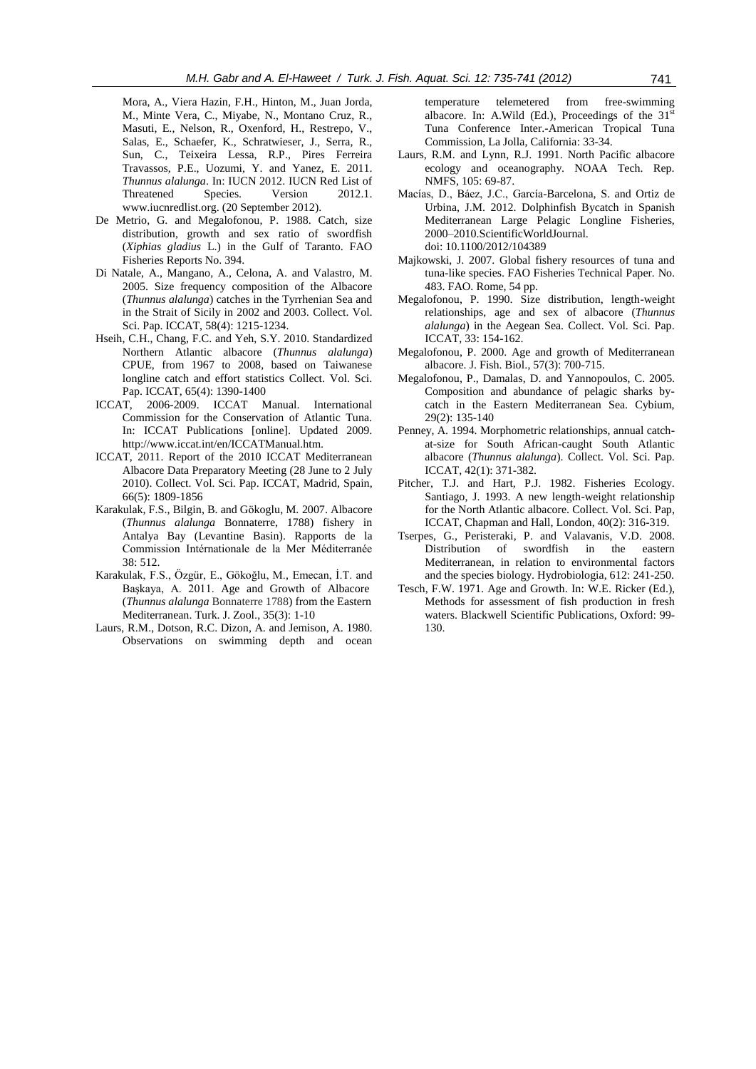Mora, A., Viera Hazin, F.H., Hinton, M., Juan Jorda, M., Minte Vera, C., Miyabe, N., Montano Cruz, R., Masuti, E., Nelson, R., Oxenford, H., Restrepo, V., Salas, E., Schaefer, K., Schratwieser, J., Serra, R., Sun, C., Teixeira Lessa, R.P., Pires Ferreira Travassos, P.E., Uozumi, Y. and Yanez, E. 2011. *Thunnus alalunga*. In: IUCN 2012. IUCN Red List of Threatened Species. Version 2012.1. www.iucnredlist.org. (20 September 2012).

De Metrio, G. and Megalofonou, P. 1988. Catch, size distribution, growth and sex ratio of swordfish (*Xiphias gladius* L.) in the Gulf of Taranto. FAO Fisheries Reports No. 394.

Di Natale, A., Mangano, A., Celona, A. and Valastro, M. 2005. Size frequency composition of the Albacore (*Thunnus alalunga*) catches in the Tyrrhenian Sea and in the Strait of Sicily in 2002 and 2003. Collect. Vol. Sci. Pap. ICCAT, 58(4): 1215-1234.

Hseih, C.H., Chang, F.C. and Yeh, S.Y. 2010. Standardized Northern Atlantic albacore (*Thunnus alalunga*) CPUE, from 1967 to 2008, based on Taiwanese longline catch and effort statistics Collect. Vol. Sci. Pap. ICCAT, 65(4): 1390-1400

ICCAT, 2006-2009. ICCAT Manual. International Commission for the Conservation of Atlantic Tuna. In: ICCAT Publications [online]. Updated 2009. http://www.iccat.int/en/ICCATManual.htm.

ICCAT, 2011. Report of the 2010 ICCAT Mediterranean Albacore Data Preparatory Meeting (28 June to 2 July 2010). Collect. Vol. Sci. Pap. ICCAT, Madrid, Spain, 66(5): 1809-1856

Karakulak, F.S., Bilgin, B. and Gökoglu, M. 2007. Albacore (*Thunnus alalunga* Bonnaterre, 1788) fishery in Antalya Bay (Levantine Basin). Rapports de la Commission Intérnationale de la Mer Méditerranée 38: 512.

Karakulak, F.S., Özgür, E., Gökoğlu, M., Emecan, İ.T. and Başkaya, A. 2011. Age and Growth of Albacore (*Thunnus alalunga* Bonnaterre 1788) from the Eastern Mediterranean. Turk. J. Zool., 35(3): 1-10

Laurs, R.M., Dotson, R.C. Dizon, A. and Jemison, A. 1980. Observations on swimming depth and ocean temperature telemetered from free-swimming albacore. In: A.Wild (Ed.), Proceedings of the 31st Tuna Conference Inter.-American Tropical Tuna Commission, La Jolla, California: 33-34.

Laurs, R.M. and Lynn, R.J. 1991. North Pacific albacore ecology and oceanography. NOAA Tech. Rep. NMFS, 105: 69-87.

Macías, D., Báez, J.C., García-Barcelona, S. and Ortiz de Urbina, J.M. 2012. Dolphinfish Bycatch in Spanish Mediterranean Large Pelagic Longline Fisheries, 2000–2010.ScientificWorldJournal. doi: 10.1100/2012/104389

Majkowski, J. 2007. Global fishery resources of tuna and tuna-like species. FAO Fisheries Technical Paper. No. 483. FAO. Rome, 54 pp.

Megalofonou, P. 1990. Size distribution, length-weight relationships, age and sex of albacore (*Thunnus alalunga*) in the Aegean Sea. Collect. Vol. Sci. Pap. ICCAT, 33: 154-162.

Megalofonou, P. 2000. Age and growth of Mediterranean albacore. J. Fish. Biol., 57(3): 700-715.

Megalofonou, P., Damalas, D. and Yannopoulos, C. 2005. Composition and abundance of pelagic sharks by-catch in the Eastern Mediterranean Sea. Cybium, 29(2): 135-140

Penney, A. 1994. Morphometric relationships, annual catch-at-size for South African-caught South Atlantic albacore (*Thunnus alalunga*). Collect. Vol. Sci. Pap. ICCAT, 42(1): 371-382.

Pitcher, T.J. and Hart, P.J. 1982. Fisheries Ecology. Santiago, J. 1993. A new length-weight relationship for the North Atlantic albacore. Collect. Vol. Sci. Pap, ICCAT, Chapman and Hall, London, 40(2): 316-319.

Tserpes, G., Peristeraki, P. and Valavanis, V.D. 2008. Distribution of swordfish in the eastern Mediterranean, in relation to environmental factors and the species biology. Hydrobiologia, 612: 241-250.

Tesch, F.W. 1971. Age and Growth. In: W.E. Ricker (Ed.), Methods for assessment of fish production in fresh waters. Blackwell Scientific Publications, Oxford: 99-130.